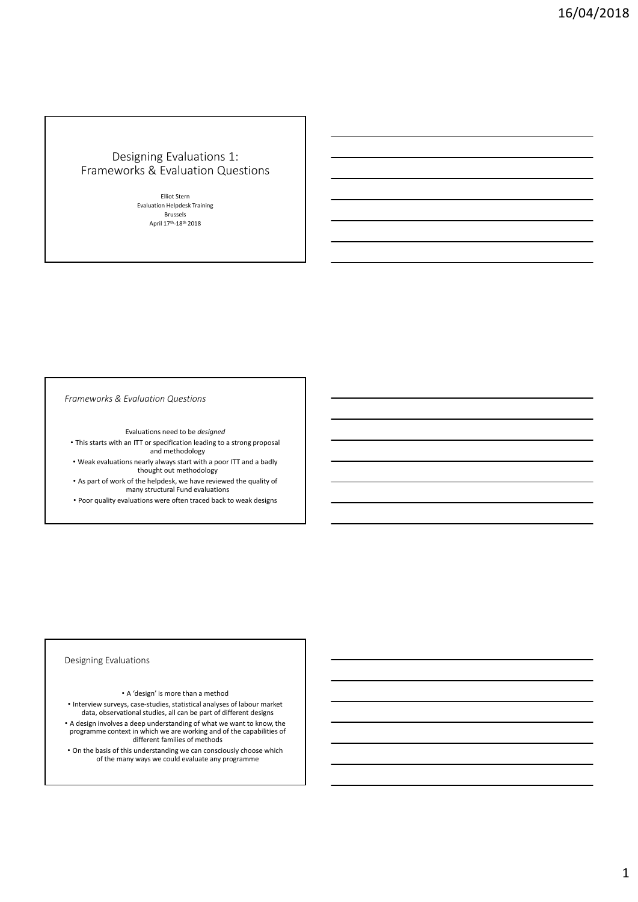# Designing Evaluations 1: Frameworks & Evaluation Questions

Elliot Stern
Evaluation Helpdesk Training
Brussels
April 17th-18th 2018

## *Frameworks & Evaluation Questions*

Evaluations need to be *designed*

- This starts with an ITT or specification leading to a strong proposal and methodology
- Weak evaluations nearly always start with a poor ITT and a badly thought out methodology
- As part of work of the helpdesk, we have reviewed the quality of many structural Fund evaluations
- Poor quality evaluations were often traced back to weak designs

## Designing Evaluations

- A 'design' is more than a method
- Interview surveys, case-studies, statistical analyses of labour market data, observational studies, all can be part of different designs
- A design involves a deep understanding of what we want to know, the programme context in which we are working and of the capabilities of different families of methods
- On the basis of this understanding we can consciously choose which of the many ways we could evaluate any programme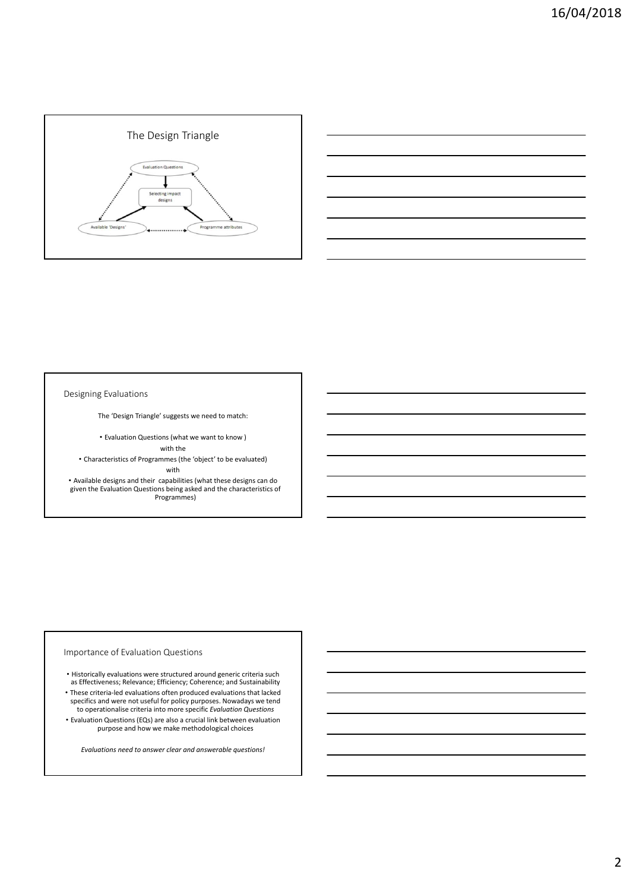## The Design Triangle

Evaluation Questions

Selecting impact designs

Available 'Designs'

Programme attributes

## Designing Evaluations

The 'Design Triangle' suggests we need to match:

- Evaluation Questions (what we want to know )

with the

- Characteristics of Programmes (the 'object' to be evaluated)

with

- Available designs and their capabilities (what these designs can do given the Evaluation Questions being asked and the characteristics of Programmes)

## Importance of Evaluation Questions

- Historically evaluations were structured around generic criteria such as Effectiveness; Relevance; Efficiency; Coherence; and Sustainability
- These criteria-led evaluations often produced evaluations that lacked specifics and were not useful for policy purposes. Nowadays we tend to operationalise criteria into more specific *Evaluation Questions*
- Evaluation Questions (EQs) are also a crucial link between evaluation purpose and how we make methodological choices

*Evaluations need to answer clear and answerable questions!*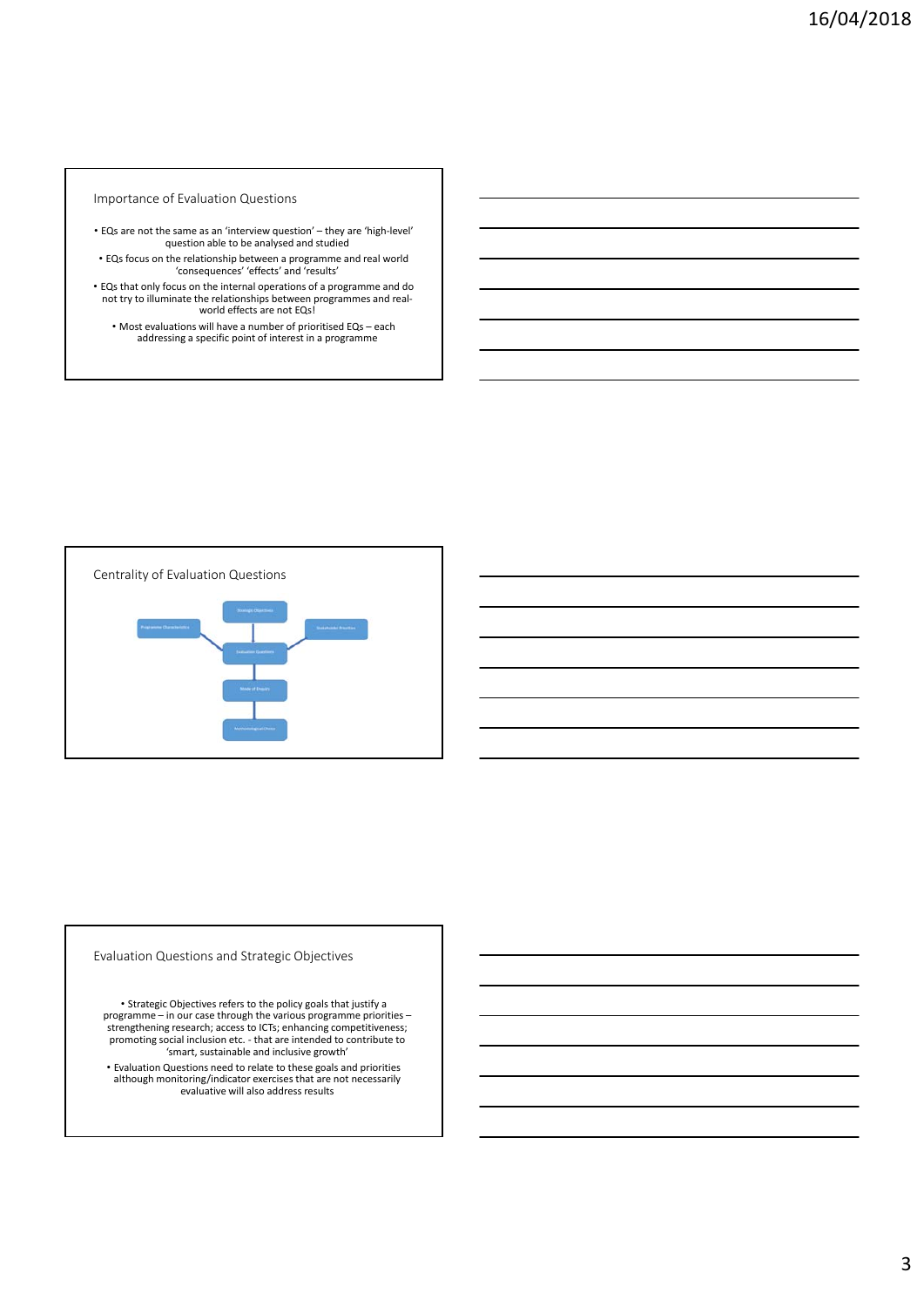## Importance of Evaluation Questions

- EQs are not the same as an 'interview question' – they are 'high-level' question able to be analysed and studied
- EQs focus on the relationship between a programme and real world 'consequences' 'effects' and 'results'
- EQs that only focus on the internal operations of a programme and do not try to illuminate the relationships between programmes and real-world effects are not EQs!
- Most evaluations will have a number of prioritised EQs – each addressing a specific point of interest in a programme

## Centrality of Evaluation Questions

Strategic Objectives

Programme Characteristics

Stakeholder Priorities

Evaluation Questions

Mode of Enquiry

Methodological Choice

## Evaluation Questions and Strategic Objectives

- Strategic Objectives refers to the policy goals that justify a programme – in our case through the various programme priorities – strengthening research; access to ICTs; enhancing competitiveness; promoting social inclusion etc. - that are intended to contribute to 'smart, sustainable and inclusive growth'
- Evaluation Questions need to relate to these goals and priorities although monitoring/indicator exercises that are not necessarily evaluative will also address results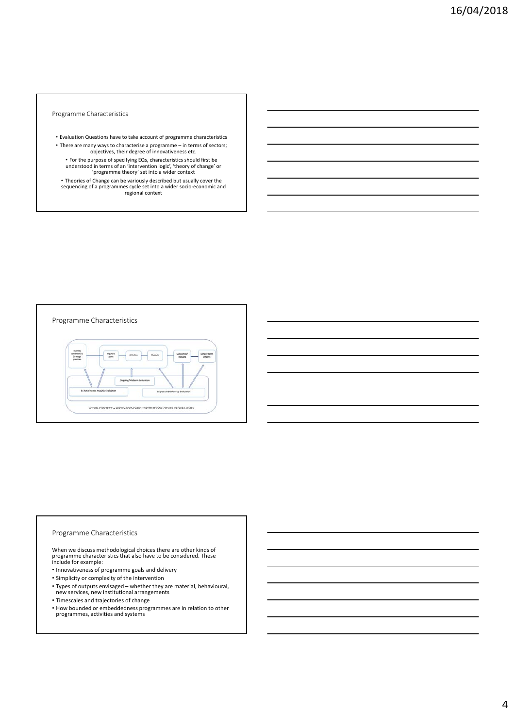## Programme Characteristics

- Evaluation Questions have to take account of programme characteristics
- There are many ways to characterise a programme – in terms of sectors; objectives, their degree of innovativeness etc.
- For the purpose of specifying EQs, characteristics should first be understood in terms of an 'intervention logic', 'theory of change' or 'programme theory' set into a wider context
- Theories of Change can be variously described but usually cover the sequencing of a programmes cycle set into a wider socio-economic and regional context

## Programme Characteristics

Starting conditions & Strategic priorities → Inputs & plans → Activities → Outputs → Outcomes/ Results → Longer term effects

Ongoing/Midterm Evaluation

Ex Ante/Needs Analysis Evaluation

Ex-post and follow-up Evaluation

WIDER CONTEXT – SOCIO-ECONOMIC, INSTITUTIONS, OTHER PROGRAMMES

## Programme Characteristics

When we discuss methodological choices there are other kinds of programme characteristics that also have to be considered. These include for example:

- Innovativeness of programme goals and delivery
- Simplicity or complexity of the intervention
- Types of outputs envisaged – whether they are material, behavioural, new services, new institutional arrangements
- Timescales and trajectories of change
- How bounded or embeddedness programmes are in relation to other programmes, activities and systems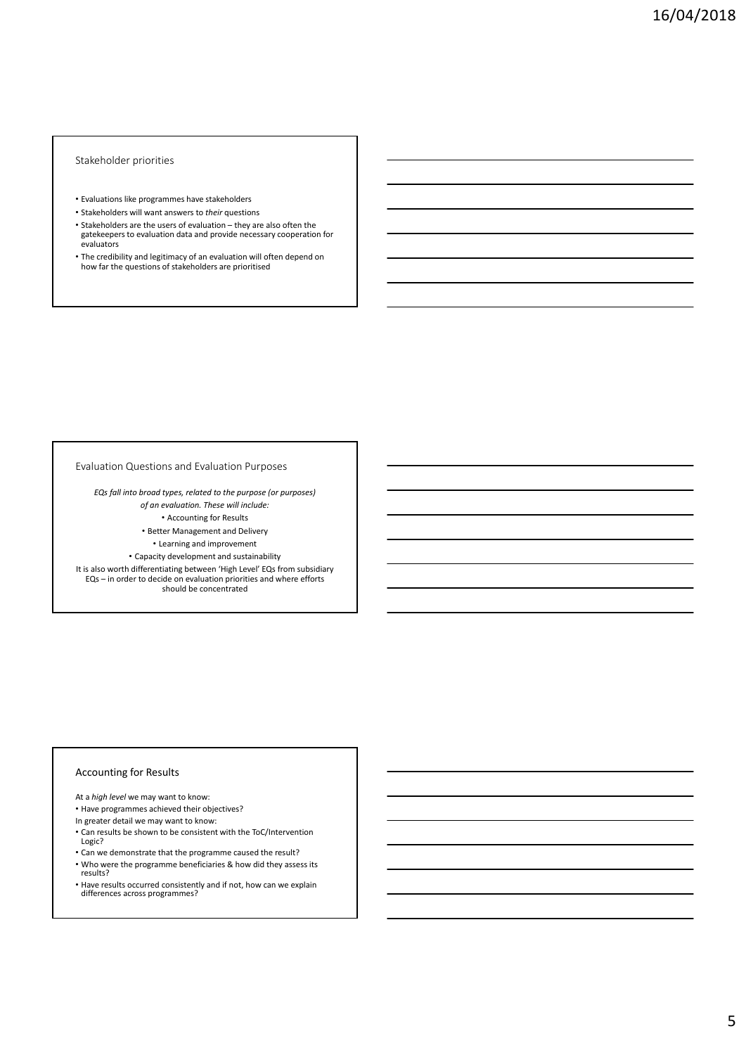## Stakeholder priorities

- Evaluations like programmes have stakeholders
- Stakeholders will want answers to *their* questions
- Stakeholders are the users of evaluation – they are also often the gatekeepers to evaluation data and provide necessary cooperation for evaluators
- The credibility and legitimacy of an evaluation will often depend on how far the questions of stakeholders are prioritised

## Evaluation Questions and Evaluation Purposes

*EQs fall into broad types, related to the purpose (or purposes) of an evaluation. These will include:*

- Accounting for Results
- Better Management and Delivery
- Learning and improvement
- Capacity development and sustainability

It is also worth differentiating between 'High Level' EQs from subsidiary EQs – in order to decide on evaluation priorities and where efforts should be concentrated

## Accounting for Results

At a *high level* we may want to know:

- Have programmes achieved their objectives?

In greater detail we may want to know:

- Can results be shown to be consistent with the ToC/Intervention Logic?
- Can we demonstrate that the programme caused the result?
- Who were the programme beneficiaries & how did they assess its results?
- Have results occurred consistently and if not, how can we explain differences across programmes?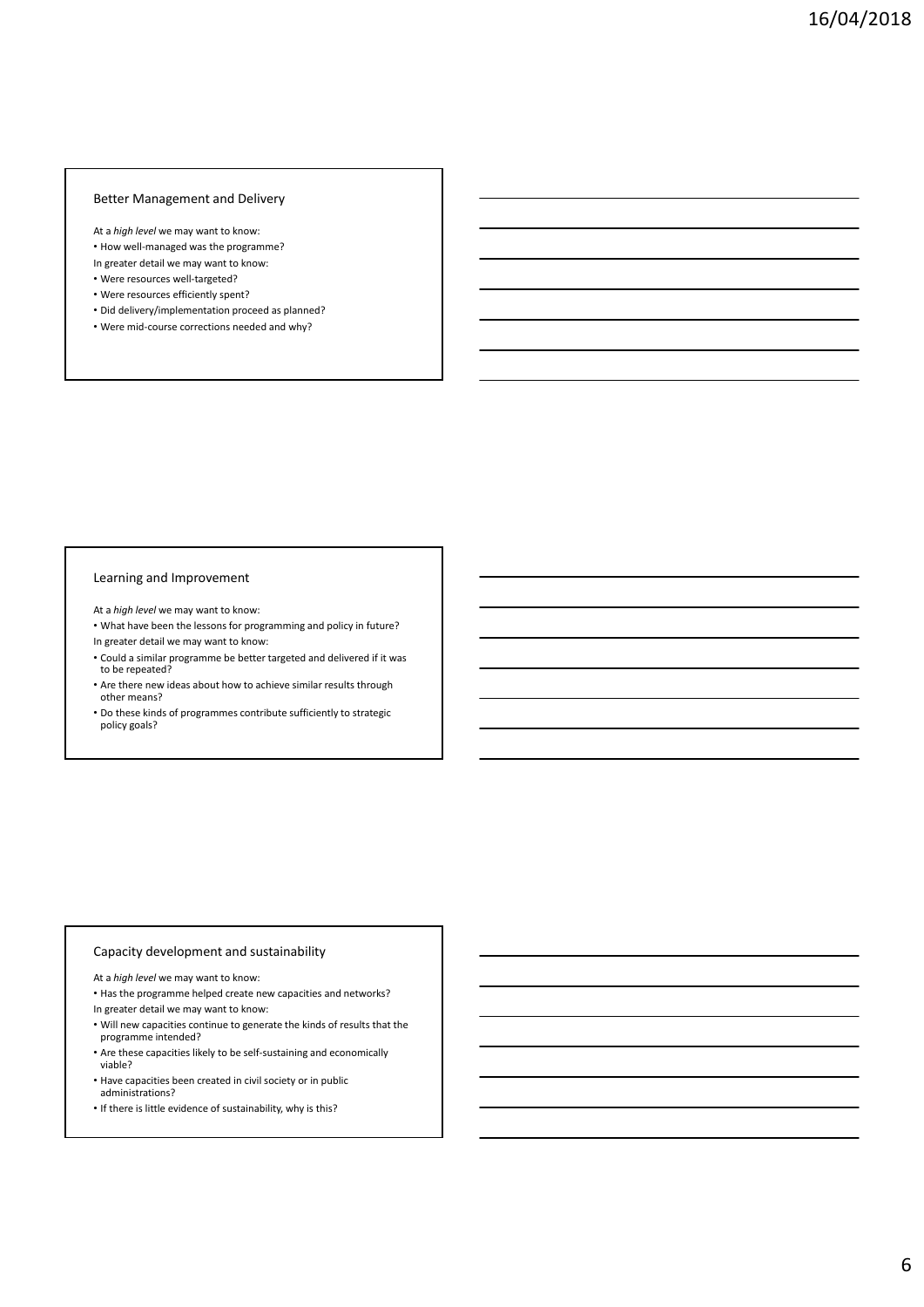## Better Management and Delivery

At a *high level* we may want to know:

- How well-managed was the programme?

In greater detail we may want to know:

- Were resources well-targeted?
- Were resources efficiently spent?
- Did delivery/implementation proceed as planned?
- Were mid-course corrections needed and why?

## Learning and Improvement

At a *high level* we may want to know:

- What have been the lessons for programming and policy in future?

In greater detail we may want to know:

- Could a similar programme be better targeted and delivered if it was to be repeated?
- Are there new ideas about how to achieve similar results through other means?
- Do these kinds of programmes contribute sufficiently to strategic policy goals?

## Capacity development and sustainability

At a *high level* we may want to know:

- Has the programme helped create new capacities and networks?

In greater detail we may want to know:

- Will new capacities continue to generate the kinds of results that the programme intended?
- Are these capacities likely to be self-sustaining and economically viable?
- Have capacities been created in civil society or in public administrations?
- If there is little evidence of sustainability, why is this?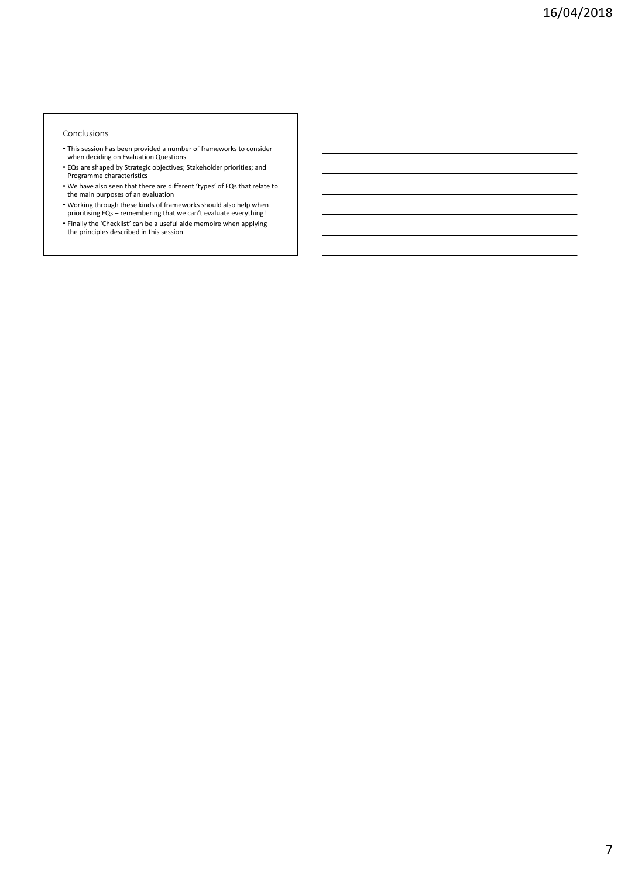## Conclusions

- This session has been provided a number of frameworks to consider when deciding on Evaluation Questions
- EQs are shaped by Strategic objectives; Stakeholder priorities; and Programme characteristics
- We have also seen that there are different 'types' of EQs that relate to the main purposes of an evaluation
- Working through these kinds of frameworks should also help when prioritising EQs – remembering that we can't evaluate everything!
- Finally the 'Checklist' can be a useful aide memoire when applying the principles described in this session